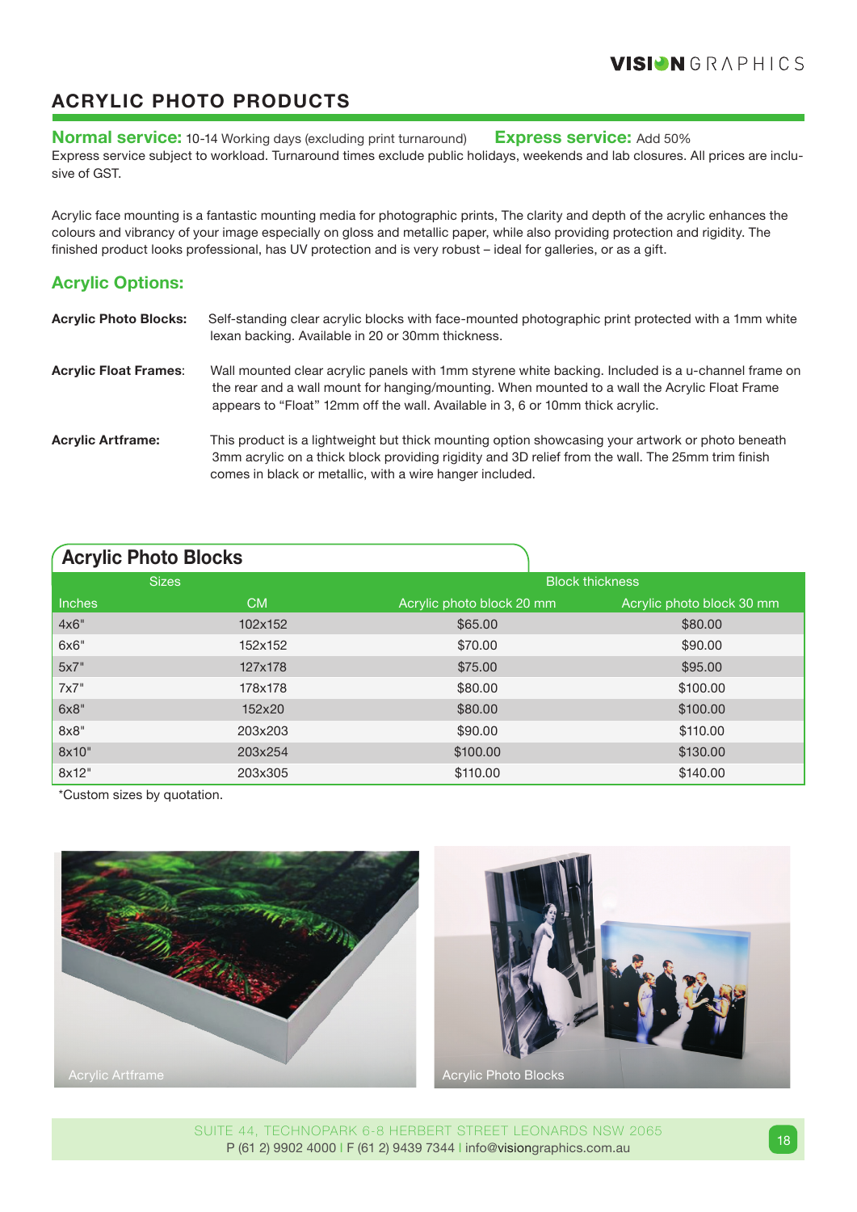## ACRYLIC PHOTO PRODUCTS

**Normal service:** 10-14 Working days (excluding print turnaround) **Express service:** Add 50%
Express service subject to workload. Turnaround times exclude public holidays, weekends and lab closures. All prices are inclusive of GST.

Acrylic face mounting is a fantastic mounting media for photographic prints, The clarity and depth of the acrylic enhances the colours and vibrancy of your image especially on gloss and metallic paper, while also providing protection and rigidity. The finished product looks professional, has UV protection and is very robust – ideal for galleries, or as a gift.

### Acrylic Options:

**Acrylic Photo Blocks:** Self-standing clear acrylic blocks with face-mounted photographic print protected with a 1mm white lexan backing. Available in 20 or 30mm thickness.

**Acrylic Float Frames**: Wall mounted clear acrylic panels with 1mm styrene white backing. Included is a u-channel frame on the rear and a wall mount for hanging/mounting. When mounted to a wall the Acrylic Float Frame appears to "Float" 12mm off the wall. Available in 3, 6 or 10mm thick acrylic.

**Acrylic Artframe:** This product is a lightweight but thick mounting option showcasing your artwork or photo beneath 3mm acrylic on a thick block providing rigidity and 3D relief from the wall. The 25mm trim finish comes in black or metallic, with a wire hanger included.

### Acrylic Photo Blocks

| Sizes | | Block thickness | |
|---|---|---|---|
| Inches | CM | Acrylic photo block 20 mm | Acrylic photo block 30 mm |
| 4x6" | 102x152 | $65.00 | $80.00 |
| 6x6" | 152x152 | $70.00 | $90.00 |
| 5x7" | 127x178 | $75.00 | $95.00 |
| 7x7" | 178x178 | $80.00 | $100.00 |
| 6x8" | 152x20 | $80.00 | $100.00 |
| 8x8" | 203x203 | $90.00 | $110.00 |
| 8x10" | 203x254 | $100.00 | $130.00 |
| 8x12" | 203x305 | $110.00 | $140.00 |

*Custom sizes by quotation.

Acrylic Artframe

Acrylic Photo Blocks

SUITE 44, TECHNOPARK 6-8 HERBERT STREET LEONARDS NSW 2065
P (61 2) 9902 4000 | F (61 2) 9439 7344 | info@visiongraphics.com.au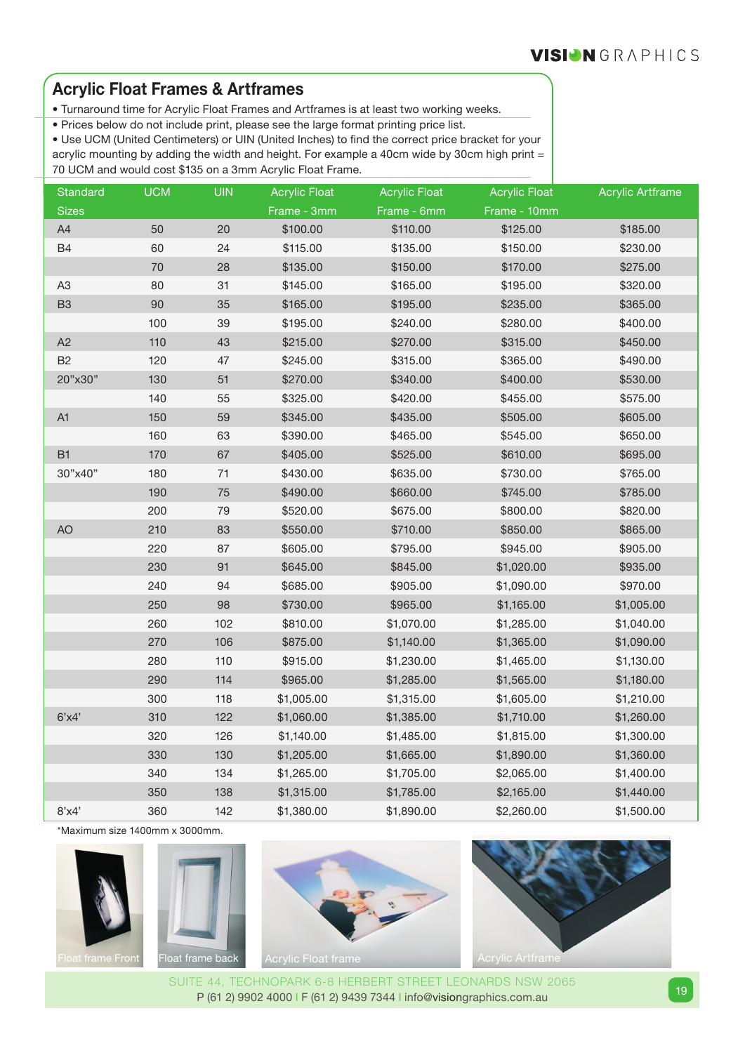## Acrylic Float Frames & Artframes

- Turnaround time for Acrylic Float Frames and Artframes is at least two working weeks.
- Prices below do not include print, please see the large format printing price list.
- Use UCM (United Centimeters) or UIN (United Inches) to find the correct price bracket for your acrylic mounting by adding the width and height. For example a 40cm wide by 30cm high print = 70 UCM and would cost $135 on a 3mm Acrylic Float Frame.

| Standard Sizes | UCM | UIN | Acrylic Float Frame - 3mm | Acrylic Float Frame - 6mm | Acrylic Float Frame - 10mm | Acrylic Artframe |
|---|---|---|---|---|---|---|
| A4 | 50 | 20 | $100.00 | $110.00 | $125.00 | $185.00 |
| B4 | 60 | 24 | $115.00 | $135.00 | $150.00 | $230.00 |
| | 70 | 28 | $135.00 | $150.00 | $170.00 | $275.00 |
| A3 | 80 | 31 | $145.00 | $165.00 | $195.00 | $320.00 |
| B3 | 90 | 35 | $165.00 | $195.00 | $235.00 | $365.00 |
| | 100 | 39 | $195.00 | $240.00 | $280.00 | $400.00 |
| A2 | 110 | 43 | $215.00 | $270.00 | $315.00 | $450.00 |
| B2 | 120 | 47 | $245.00 | $315.00 | $365.00 | $490.00 |
| 20"x30" | 130 | 51 | $270.00 | $340.00 | $400.00 | $530.00 |
| | 140 | 55 | $325.00 | $420.00 | $455.00 | $575.00 |
| A1 | 150 | 59 | $345.00 | $435.00 | $505.00 | $605.00 |
| | 160 | 63 | $390.00 | $465.00 | $545.00 | $650.00 |
| B1 | 170 | 67 | $405.00 | $525.00 | $610.00 | $695.00 |
| 30"x40" | 180 | 71 | $430.00 | $635.00 | $730.00 | $765.00 |
| | 190 | 75 | $490.00 | $660.00 | $745.00 | $785.00 |
| | 200 | 79 | $520.00 | $675.00 | $800.00 | $820.00 |
| AO | 210 | 83 | $550.00 | $710.00 | $850.00 | $865.00 |
| | 220 | 87 | $605.00 | $795.00 | $945.00 | $905.00 |
| | 230 | 91 | $645.00 | $845.00 | $1,020.00 | $935.00 |
| | 240 | 94 | $685.00 | $905.00 | $1,090.00 | $970.00 |
| | 250 | 98 | $730.00 | $965.00 | $1,165.00 | $1,005.00 |
| | 260 | 102 | $810.00 | $1,070.00 | $1,285.00 | $1,040.00 |
| | 270 | 106 | $875.00 | $1,140.00 | $1,365.00 | $1,090.00 |
| | 280 | 110 | $915.00 | $1,230.00 | $1,465.00 | $1,130.00 |
| | 290 | 114 | $965.00 | $1,285.00 | $1,565.00 | $1,180.00 |
| | 300 | 118 | $1,005.00 | $1,315.00 | $1,605.00 | $1,210.00 |
| 6'x4' | 310 | 122 | $1,060.00 | $1,385.00 | $1,710.00 | $1,260.00 |
| | 320 | 126 | $1,140.00 | $1,485.00 | $1,815.00 | $1,300.00 |
| | 330 | 130 | $1,205.00 | $1,665.00 | $1,890.00 | $1,360.00 |
| | 340 | 134 | $1,265.00 | $1,705.00 | $2,065.00 | $1,400.00 |
| | 350 | 138 | $1,315.00 | $1,785.00 | $2,165.00 | $1,440.00 |
| 8'x4' | 360 | 142 | $1,380.00 | $1,890.00 | $2,260.00 | $1,500.00 |

*Maximum size 1400mm x 3000mm.

Float frame Front

Float frame back

Acrylic Float frame

Acrylic Artframe

SUITE 44, TECHNOPARK 6-8 HERBERT STREET LEONARDS NSW 2065
P (61 2) 9902 4000 | F (61 2) 9439 7344 | info@visiongraphics.com.au